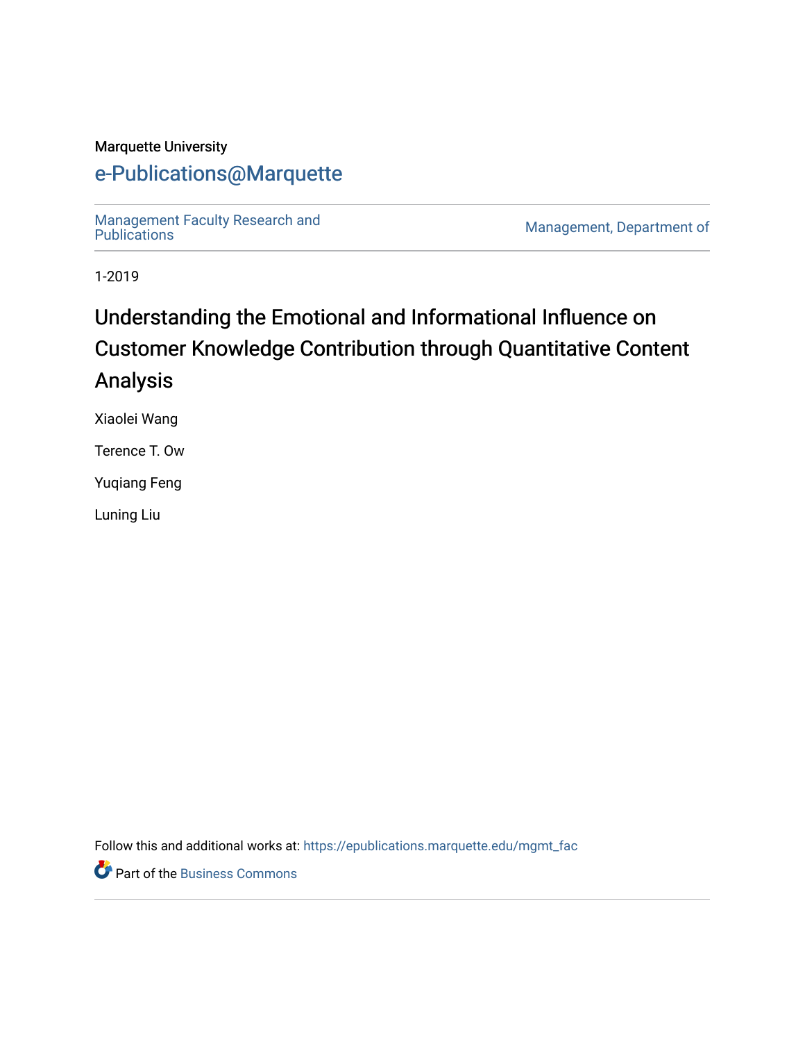Marquette University

# e-Publications@Marquette

Management Faculty Research and Publications | Management, Department of

1-2019

# Understanding the Emotional and Informational Influence on Customer Knowledge Contribution through Quantitative Content Analysis

Xiaolei Wang

Terence T. Ow

Yuqiang Feng

Luning Liu

Follow this and additional works at: https://epublications.marquette.edu/mgmt_fac

Part of the Business Commons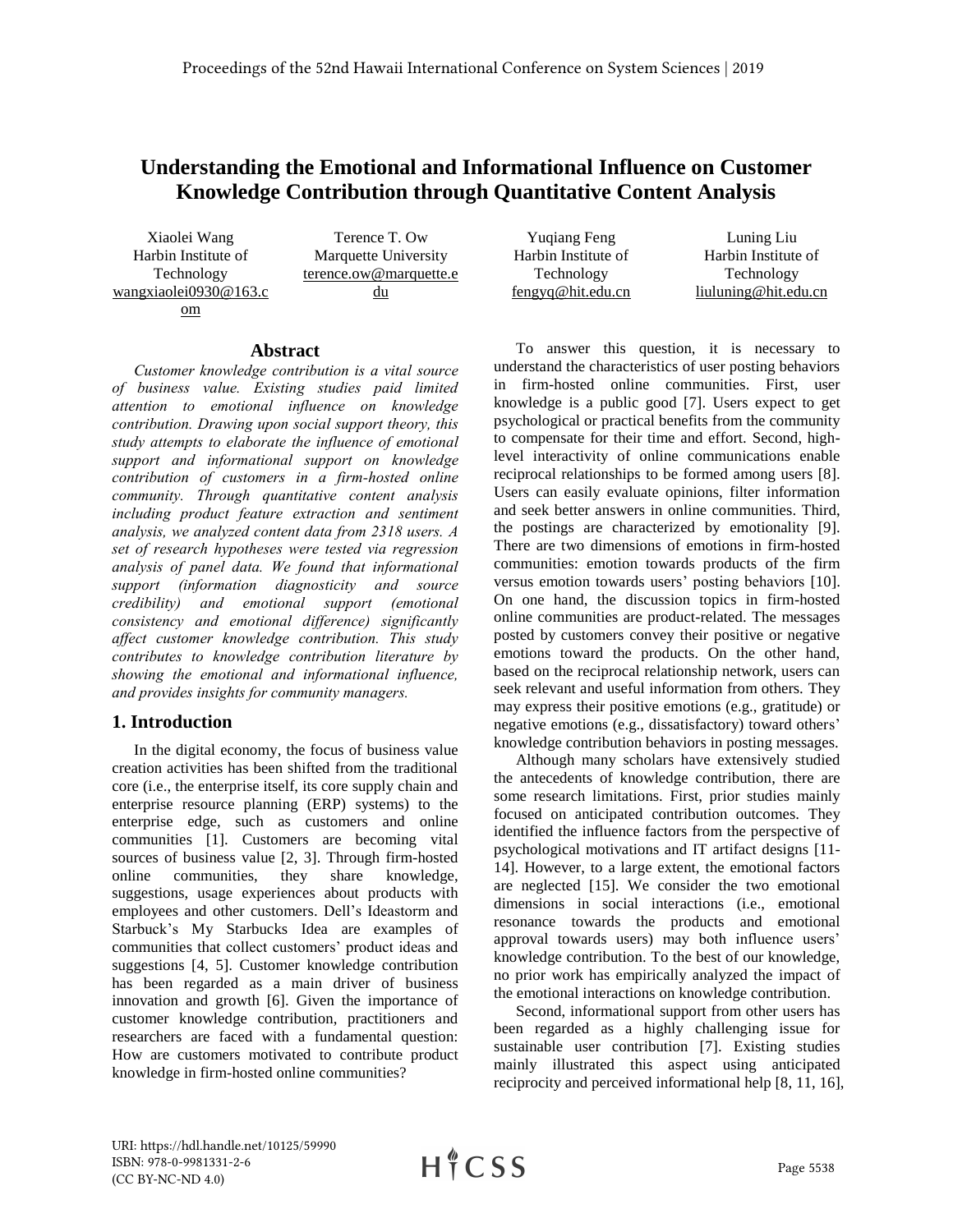# Understanding the Emotional and Informational Influence on Customer Knowledge Contribution through Quantitative Content Analysis

Xiaolei Wang
Harbin Institute of Technology
wangxiaolei0930@163.com

Terence T. Ow
Marquette University
terence.ow@marquette.edu

Yuqiang Feng
Harbin Institute of Technology
fengyq@hit.edu.cn

Luning Liu
Harbin Institute of Technology
liuluning@hit.edu.cn

## Abstract

*Customer knowledge contribution is a vital source of business value. Existing studies paid limited attention to emotional influence on knowledge contribution. Drawing upon social support theory, this study attempts to elaborate the influence of emotional support and informational support on knowledge contribution of customers in a firm-hosted online community. Through quantitative content analysis including product feature extraction and sentiment analysis, we analyzed content data from 2318 users. A set of research hypotheses were tested via regression analysis of panel data. We found that informational support (information diagnosticity and source credibility) and emotional support (emotional consistency and emotional difference) significantly affect customer knowledge contribution. This study contributes to knowledge contribution literature by showing the emotional and informational influence, and provides insights for community managers.*

## 1. Introduction

In the digital economy, the focus of business value creation activities has been shifted from the traditional core (i.e., the enterprise itself, its core supply chain and enterprise resource planning (ERP) systems) to the enterprise edge, such as customers and online communities [1]. Customers are becoming vital sources of business value [2, 3]. Through firm-hosted online communities, they share knowledge, suggestions, usage experiences about products with employees and other customers. Dell's Ideastorm and Starbuck's My Starbucks Idea are examples of communities that collect customers' product ideas and suggestions [4, 5]. Customer knowledge contribution has been regarded as a main driver of business innovation and growth [6]. Given the importance of customer knowledge contribution, practitioners and researchers are faced with a fundamental question: How are customers motivated to contribute product knowledge in firm-hosted online communities?

To answer this question, it is necessary to understand the characteristics of user posting behaviors in firm-hosted online communities. First, user knowledge is a public good [7]. Users expect to get psychological or practical benefits from the community to compensate for their time and effort. Second, high-level interactivity of online communications enable reciprocal relationships to be formed among users [8]. Users can easily evaluate opinions, filter information and seek better answers in online communities. Third, the postings are characterized by emotionality [9]. There are two dimensions of emotions in firm-hosted communities: emotion towards products of the firm versus emotion towards users' posting behaviors [10]. On one hand, the discussion topics in firm-hosted online communities are product-related. The messages posted by customers convey their positive or negative emotions toward the products. On the other hand, based on the reciprocal relationship network, users can seek relevant and useful information from others. They may express their positive emotions (e.g., gratitude) or negative emotions (e.g., dissatisfactory) toward others' knowledge contribution behaviors in posting messages.

Although many scholars have extensively studied the antecedents of knowledge contribution, there are some research limitations. First, prior studies mainly focused on anticipated contribution outcomes. They identified the influence factors from the perspective of psychological motivations and IT artifact designs [11-14]. However, to a large extent, the emotional factors are neglected [15]. We consider the two emotional dimensions in social interactions (i.e., emotional resonance towards the products and emotional approval towards users) may both influence users' knowledge contribution. To the best of our knowledge, no prior work has empirically analyzed the impact of the emotional interactions on knowledge contribution.

Second, informational support from other users has been regarded as a highly challenging issue for sustainable user contribution [7]. Existing studies mainly illustrated this aspect using anticipated reciprocity and perceived informational help [8, 11, 16],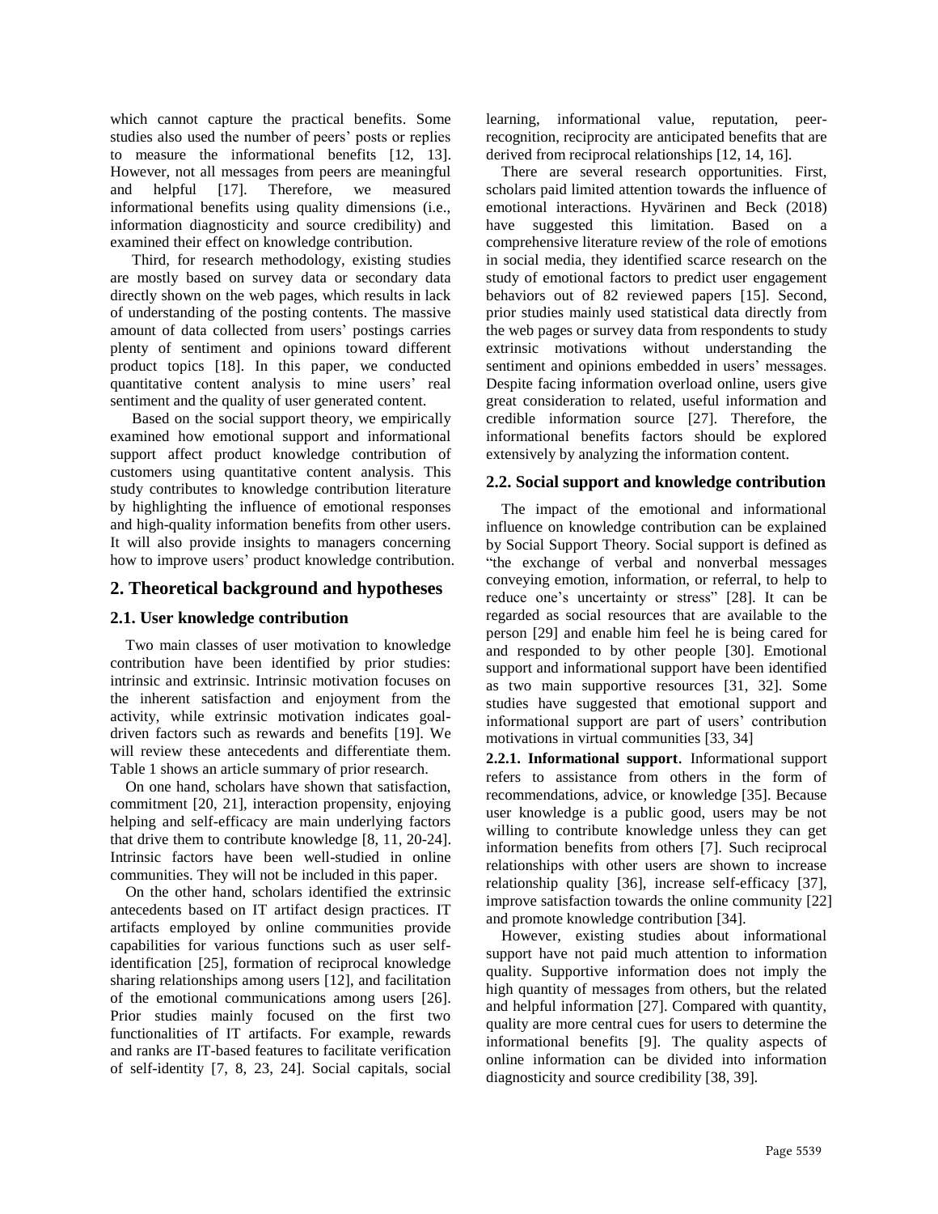which cannot capture the practical benefits. Some studies also used the number of peers' posts or replies to measure the informational benefits [12, 13]. However, not all messages from peers are meaningful and helpful [17]. Therefore, we measured informational benefits using quality dimensions (i.e., information diagnosticity and source credibility) and examined their effect on knowledge contribution.

Third, for research methodology, existing studies are mostly based on survey data or secondary data directly shown on the web pages, which results in lack of understanding of the posting contents. The massive amount of data collected from users' postings carries plenty of sentiment and opinions toward different product topics [18]. In this paper, we conducted quantitative content analysis to mine users' real sentiment and the quality of user generated content.

Based on the social support theory, we empirically examined how emotional support and informational support affect product knowledge contribution of customers using quantitative content analysis. This study contributes to knowledge contribution literature by highlighting the influence of emotional responses and high-quality information benefits from other users. It will also provide insights to managers concerning how to improve users' product knowledge contribution.

## 2. Theoretical background and hypotheses

### 2.1. User knowledge contribution

Two main classes of user motivation to knowledge contribution have been identified by prior studies: intrinsic and extrinsic. Intrinsic motivation focuses on the inherent satisfaction and enjoyment from the activity, while extrinsic motivation indicates goal-driven factors such as rewards and benefits [19]. We will review these antecedents and differentiate them. Table 1 shows an article summary of prior research.

On one hand, scholars have shown that satisfaction, commitment [20, 21], interaction propensity, enjoying helping and self-efficacy are main underlying factors that drive them to contribute knowledge [8, 11, 20-24]. Intrinsic factors have been well-studied in online communities. They will not be included in this paper.

On the other hand, scholars identified the extrinsic antecedents based on IT artifact design practices. IT artifacts employed by online communities provide capabilities for various functions such as user self-identification [25], formation of reciprocal knowledge sharing relationships among users [12], and facilitation of the emotional communications among users [26]. Prior studies mainly focused on the first two functionalities of IT artifacts. For example, rewards and ranks are IT-based features to facilitate verification of self-identity [7, 8, 23, 24]. Social capitals, social learning, informational value, reputation, peer-recognition, reciprocity are anticipated benefits that are derived from reciprocal relationships [12, 14, 16].

There are several research opportunities. First, scholars paid limited attention towards the influence of emotional interactions. Hyvärinen and Beck (2018) have suggested this limitation. Based on a comprehensive literature review of the role of emotions in social media, they identified scarce research on the study of emotional factors to predict user engagement behaviors out of 82 reviewed papers [15]. Second, prior studies mainly used statistical data directly from the web pages or survey data from respondents to study extrinsic motivations without understanding the sentiment and opinions embedded in users' messages. Despite facing information overload online, users give great consideration to related, useful information and credible information source [27]. Therefore, the informational benefits factors should be explored extensively by analyzing the information content.

### 2.2. Social support and knowledge contribution

The impact of the emotional and informational influence on knowledge contribution can be explained by Social Support Theory. Social support is defined as "the exchange of verbal and nonverbal messages conveying emotion, information, or referral, to help to reduce one's uncertainty or stress" [28]. It can be regarded as social resources that are available to the person [29] and enable him feel he is being cared for and responded to by other people [30]. Emotional support and informational support have been identified as two main supportive resources [31, 32]. Some studies have suggested that emotional support and informational support are part of users' contribution motivations in virtual communities [33, 34]

**2.2.1. Informational support.** Informational support refers to assistance from others in the form of recommendations, advice, or knowledge [35]. Because user knowledge is a public good, users may be not willing to contribute knowledge unless they can get information benefits from others [7]. Such reciprocal relationships with other users are shown to increase relationship quality [36], increase self-efficacy [37], improve satisfaction towards the online community [22] and promote knowledge contribution [34].

However, existing studies about informational support have not paid much attention to information quality. Supportive information does not imply the high quantity of messages from others, but the related and helpful information [27]. Compared with quantity, quality are more central cues for users to determine the informational benefits [9]. The quality aspects of online information can be divided into information diagnosticity and source credibility [38, 39].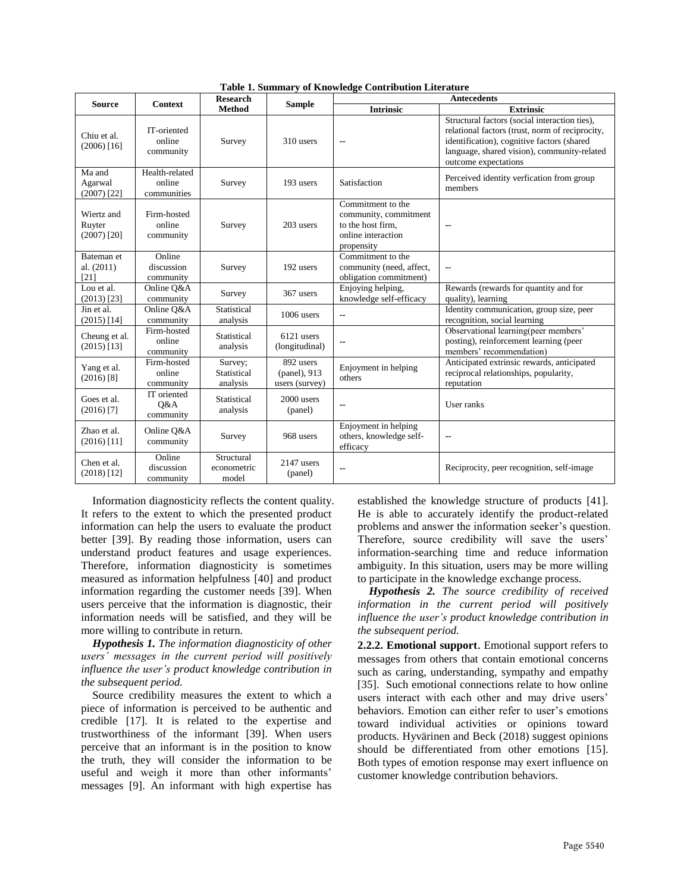**Table 1. Summary of Knowledge Contribution Literature**

| Source | Context | Research Method | Sample | Antecedents | |
|---|---|---|---|---|---|
| | | | | Intrinsic | Extrinsic |
| Chiu et al. (2006) [16] | IT-oriented online community | Survey | 310 users | -- | Structural factors (social interaction ties), relational factors (trust, norm of reciprocity, identification), cognitive factors (shared language, shared vision), community-related outcome expectations |
| Ma and Agarwal (2007) [22] | Health-related online communities | Survey | 193 users | Satisfaction | Perceived identity verfication from group members |
| Wiertz and Ruyter (2007) [20] | Firm-hosted online community | Survey | 203 users | Commitment to the community, commitment to the host firm, online interaction propensity | -- |
| Bateman et al. (2011) [21] | Online discussion community | Survey | 192 users | Commitment to the community (need, affect, obligation commitment) | -- |
| Lou et al. (2013) [23] | Online Q&A community | Survey | 367 users | Enjoying helping, knowledge self-efficacy | Rewards (rewards for quantity and for quality), learning |
| Jin et al. (2015) [14] | Online Q&A community | Statistical analysis | 1006 users | -- | Identity communication, group size, peer recognition, social learning |
| Cheung et al. (2015) [13] | Firm-hosted online community | Statistical analysis | 6121 users (longitudinal) | -- | Observational learning(peer members' posting), reinforcement learning (peer members' recommendation) |
| Yang et al. (2016) [8] | Firm-hosted online community | Survey; Statistical analysis | 892 users (panel), 913 users (survey) | Enjoyment in helping others | Anticipated extrinsic rewards, anticipated reciprocal relationships, popularity, reputation |
| Goes et al. (2016) [7] | IT oriented Q&A community | Statistical analysis | 2000 users (panel) | -- | User ranks |
| Zhao et al. (2016) [11] | Online Q&A community | Survey | 968 users | Enjoyment in helping others, knowledge self-efficacy | -- |
| Chen et al. (2018) [12] | Online discussion community | Structural econometric model | 2147 users (panel) | -- | Reciprocity, peer recognition, self-image |

Information diagnosticity reflects the content quality. It refers to the extent to which the presented product information can help the users to evaluate the product better [39]. By reading those information, users can understand product features and usage experiences. Therefore, information diagnosticity is sometimes measured as information helpfulness [40] and product information regarding the customer needs [39]. When users perceive that the information is diagnostic, their information needs will be satisfied, and they will be more willing to contribute in return.

***Hypothesis 1.*** *The information diagnosticity of other users' messages in the current period will positively influence the user's product knowledge contribution in the subsequent period.*

Source credibility measures the extent to which a piece of information is perceived to be authentic and credible [17]. It is related to the expertise and trustworthiness of the informant [39]. When users perceive that an informant is in the position to know the truth, they will consider the information to be useful and weigh it more than other informants' messages [9]. An informant with high expertise has established the knowledge structure of products [41]. He is able to accurately identify the product-related problems and answer the information seeker's question. Therefore, source credibility will save the users' information-searching time and reduce information ambiguity. In this situation, users may be more willing to participate in the knowledge exchange process.

***Hypothesis 2.*** *The source credibility of received information in the current period will positively influence the user's product knowledge contribution in the subsequent period.*

**2.2.2. Emotional support**. Emotional support refers to messages from others that contain emotional concerns such as caring, understanding, sympathy and empathy [35]. Such emotional connections relate to how online users interact with each other and may drive users' behaviors. Emotion can either refer to user's emotions toward individual activities or opinions toward products. Hyvärinen and Beck (2018) suggest opinions should be differentiated from other emotions [15]. Both types of emotion response may exert influence on customer knowledge contribution behaviors.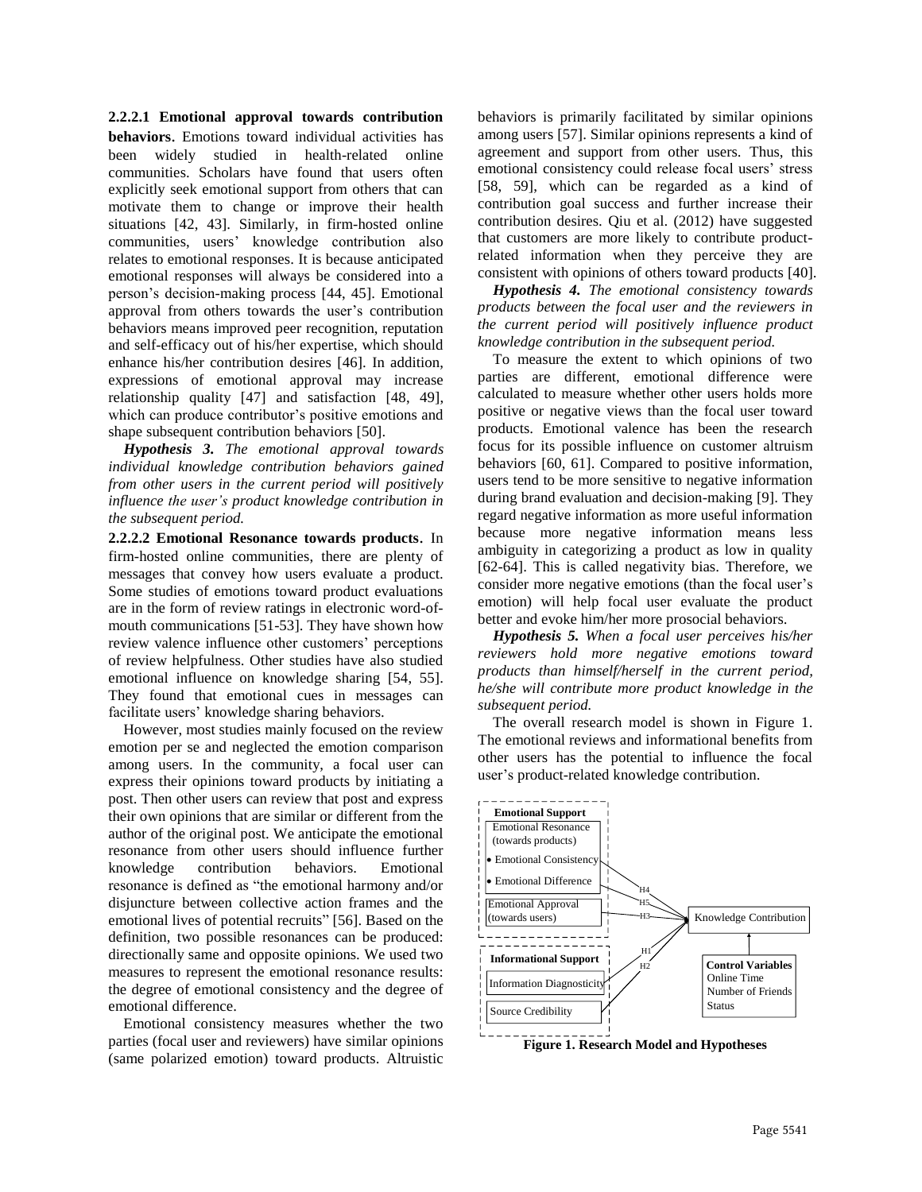**2.2.2.1 Emotional approval towards contribution behaviors**. Emotions toward individual activities has been widely studied in health-related online communities. Scholars have found that users often explicitly seek emotional support from others that can motivate them to change or improve their health situations [42, 43]. Similarly, in firm-hosted online communities, users' knowledge contribution also relates to emotional responses. It is because anticipated emotional responses will always be considered into a person's decision-making process [44, 45]. Emotional approval from others towards the user's contribution behaviors means improved peer recognition, reputation and self-efficacy out of his/her expertise, which should enhance his/her contribution desires [46]. In addition, expressions of emotional approval may increase relationship quality [47] and satisfaction [48, 49], which can produce contributor's positive emotions and shape subsequent contribution behaviors [50].

***Hypothesis 3.*** *The emotional approval towards individual knowledge contribution behaviors gained from other users in the current period will positively influence the user's product knowledge contribution in the subsequent period.*

**2.2.2.2 Emotional Resonance towards products**. In firm-hosted online communities, there are plenty of messages that convey how users evaluate a product. Some studies of emotions toward product evaluations are in the form of review ratings in electronic word-of-mouth communications [51-53]. They have shown how review valence influence other customers' perceptions of review helpfulness. Other studies have also studied emotional influence on knowledge sharing [54, 55]. They found that emotional cues in messages can facilitate users' knowledge sharing behaviors.

However, most studies mainly focused on the review emotion per se and neglected the emotion comparison among users. In the community, a focal user can express their opinions toward products by initiating a post. Then other users can review that post and express their own opinions that are similar or different from the author of the original post. We anticipate the emotional resonance from other users should influence further knowledge contribution behaviors. Emotional resonance is defined as "the emotional harmony and/or disjuncture between collective action frames and the emotional lives of potential recruits" [56]. Based on the definition, two possible resonances can be produced: directionally same and opposite opinions. We used two measures to represent the emotional resonance results: the degree of emotional consistency and the degree of emotional difference.

Emotional consistency measures whether the two parties (focal user and reviewers) have similar opinions (same polarized emotion) toward products. Altruistic behaviors is primarily facilitated by similar opinions among users [57]. Similar opinions represents a kind of agreement and support from other users. Thus, this emotional consistency could release focal users' stress [58, 59], which can be regarded as a kind of contribution goal success and further increase their contribution desires. Qiu et al. (2012) have suggested that customers are more likely to contribute product-related information when they perceive they are consistent with opinions of others toward products [40].

***Hypothesis 4.*** *The emotional consistency towards products between the focal user and the reviewers in the current period will positively influence product knowledge contribution in the subsequent period.*

To measure the extent to which opinions of two parties are different, emotional difference were calculated to measure whether other users holds more positive or negative views than the focal user toward products. Emotional valence has been the research focus for its possible influence on customer altruism behaviors [60, 61]. Compared to positive information, users tend to be more sensitive to negative information during brand evaluation and decision-making [9]. They regard negative information as more useful information because more negative information means less ambiguity in categorizing a product as low in quality [62-64]. This is called negativity bias. Therefore, we consider more negative emotions (than the focal user's emotion) will help focal user evaluate the product better and evoke him/her more prosocial behaviors.

***Hypothesis 5.*** *When a focal user perceives his/her reviewers hold more negative emotions toward products than himself/herself in the current period, he/she will contribute more product knowledge in the subsequent period.*

The overall research model is shown in Figure 1. The emotional reviews and informational benefits from other users has the potential to influence the focal user's product-related knowledge contribution.

**Emotional Support**
- Emotional Resonance (towards products)
  - Emotional Consistency (H4)
  - Emotional Difference (H5)
- Emotional Approval (towards users) (H3)

**Informational Support**
- Information Diagnosticity (H1)
- Source Credibility (H2)

→ Knowledge Contribution

**Control Variables**: Online Time, Number of Friends, Status

**Figure 1. Research Model and Hypotheses**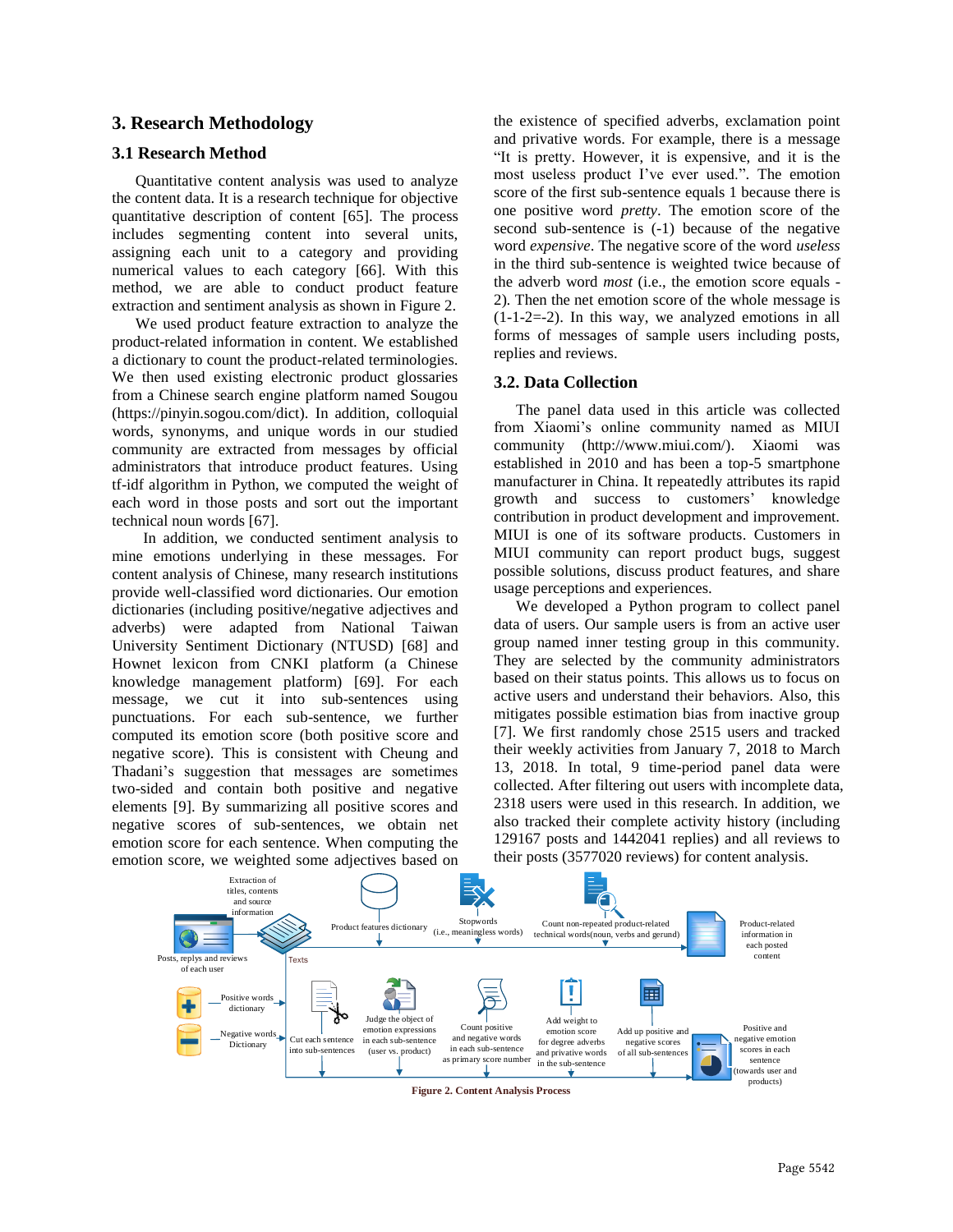## 3. Research Methodology

### 3.1 Research Method

Quantitative content analysis was used to analyze the content data. It is a research technique for objective quantitative description of content [65]. The process includes segmenting content into several units, assigning each unit to a category and providing numerical values to each category [66]. With this method, we are able to conduct product feature extraction and sentiment analysis as shown in Figure 2.

We used product feature extraction to analyze the product-related information in content. We established a dictionary to count the product-related terminologies. We then used existing electronic product glossaries from a Chinese search engine platform named Sougou (https://pinyin.sogou.com/dict). In addition, colloquial words, synonyms, and unique words in our studied community are extracted from messages by official administrators that introduce product features. Using tf-idf algorithm in Python, we computed the weight of each word in those posts and sort out the important technical noun words [67].

In addition, we conducted sentiment analysis to mine emotions underlying in these messages. For content analysis of Chinese, many research institutions provide well-classified word dictionaries. Our emotion dictionaries (including positive/negative adjectives and adverbs) were adapted from National Taiwan University Sentiment Dictionary (NTUSD) [68] and Hownet lexicon from CNKI platform (a Chinese knowledge management platform) [69]. For each message, we cut it into sub-sentences using punctuations. For each sub-sentence, we further computed its emotion score (both positive score and negative score). This is consistent with Cheung and Thadani's suggestion that messages are sometimes two-sided and contain both positive and negative elements [9]. By summarizing all positive scores and negative scores of sub-sentences, we obtain net emotion score for each sentence. When computing the emotion score, we weighted some adjectives based on the existence of specified adverbs, exclamation point and privative words. For example, there is a message "It is pretty. However, it is expensive, and it is the most useless product I've ever used.". The emotion score of the first sub-sentence equals 1 because there is one positive word *pretty*. The emotion score of the second sub-sentence is (-1) because of the negative word *expensive*. The negative score of the word *useless* in the third sub-sentence is weighted twice because of the adverb word *most* (i.e., the emotion score equals -2). Then the net emotion score of the whole message is (1-1-2=-2). In this way, we analyzed emotions in all forms of messages of sample users including posts, replies and reviews.

### 3.2. Data Collection

The panel data used in this article was collected from Xiaomi's online community named as MIUI community (http://www.miui.com/). Xiaomi was established in 2010 and has been a top-5 smartphone manufacturer in China. It repeatedly attributes its rapid growth and success to customers' knowledge contribution in product development and improvement. MIUI is one of its software products. Customers in MIUI community can report product bugs, suggest possible solutions, discuss product features, and share usage perceptions and experiences.

We developed a Python program to collect panel data of users. Our sample users is from an active user group named inner testing group in this community. They are selected by the community administrators based on their status points. This allows us to focus on active users and understand their behaviors. Also, this mitigates possible estimation bias from inactive group [7]. We first randomly chose 2515 users and tracked their weekly activities from January 7, 2018 to March 13, 2018. In total, 9 time-period panel data were collected. After filtering out users with incomplete data, 2318 users were used in this research. In addition, we also tracked their complete activity history (including 129167 posts and 1442041 replies) and all reviews to their posts (3577020 reviews) for content analysis.

**Figure 2. Content Analysis Process**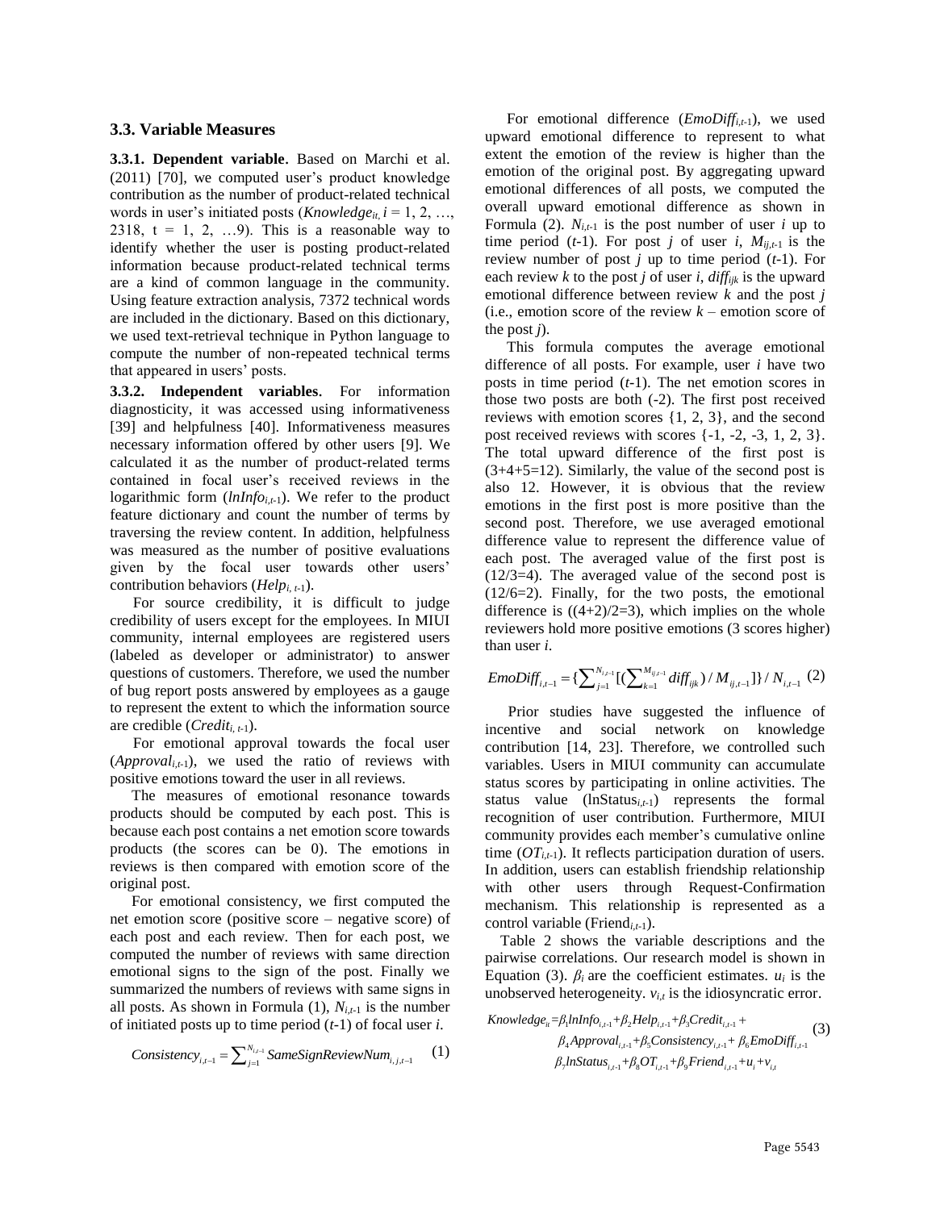### 3.3. Variable Measures

**3.3.1. Dependent variable.** Based on Marchi et al. (2011) [70], we computed user's product knowledge contribution as the number of product-related technical words in user's initiated posts ($Knowledge_{it}$, $i = 1, 2, \ldots, 2318$, $t = 1, 2, \ldots 9$). This is a reasonable way to identify whether the user is posting product-related information because product-related technical terms are a kind of common language in the community. Using feature extraction analysis, 7372 technical words are included in the dictionary. Based on this dictionary, we used text-retrieval technique in Python language to compute the number of non-repeated technical terms that appeared in users' posts.

**3.3.2. Independent variables.** For information diagnosticity, it was accessed using informativeness [39] and helpfulness [40]. Informativeness measures necessary information offered by other users [9]. We calculated it as the number of product-related terms contained in focal user's received reviews in the logarithmic form ($lnInfo_{i,t\text{-}1}$). We refer to the product feature dictionary and count the number of terms by traversing the review content. In addition, helpfulness was measured as the number of positive evaluations given by the focal user towards other users' contribution behaviors ($Help_{i,\, t\text{-}1}$).

For source credibility, it is difficult to judge credibility of users except for the employees. In MIUI community, internal employees are registered users (labeled as developer or administrator) to answer questions of customers. Therefore, we used the number of bug report posts answered by employees as a gauge to represent the extent to which the information source are credible ($Credit_{i,\, t\text{-}1}$).

For emotional approval towards the focal user ($Approval_{i,t\text{-}1}$), we used the ratio of reviews with positive emotions toward the user in all reviews.

The measures of emotional resonance towards products should be computed by each post. This is because each post contains a net emotion score towards products (the scores can be 0). The emotions in reviews is then compared with emotion score of the original post.

For emotional consistency, we first computed the net emotion score (positive score – negative score) of each post and each review. Then for each post, we computed the number of reviews with same direction emotional signs to the sign of the post. Finally we summarized the numbers of reviews with same signs in all posts. As shown in Formula (1), $N_{i,t\text{-}1}$ is the number of initiated posts up to time period ($t$-1) of focal user $i$.

$$Consistency_{i,t-1} = \sum_{j=1}^{N_{i,t-1}} SameSignReviewNum_{i,j,t-1} \quad (1)$$

For emotional difference ($EmoDiff_{i,t\text{-}1}$), we used upward emotional difference to represent to what extent the emotion of the review is higher than the emotion of the original post. By aggregating upward emotional differences of all posts, we computed the overall upward emotional difference as shown in Formula (2). $N_{i,t\text{-}1}$ is the post number of user $i$ up to time period ($t$-1). For post $j$ of user $i$, $M_{ij,t\text{-}1}$ is the review number of post $j$ up to time period ($t$-1). For each review $k$ to the post $j$ of user $i$, $diff_{ijk}$ is the upward emotional difference between review $k$ and the post $j$ (i.e., emotion score of the review $k$ – emotion score of the post $j$).

This formula computes the average emotional difference of all posts. For example, user $i$ have two posts in time period ($t$-1). The net emotion scores in those two posts are both (-2). The first post received reviews with emotion scores {1, 2, 3}, and the second post received reviews with scores {-1, -2, -3, 1, 2, 3}. The total upward difference of the first post is (3+4+5=12). Similarly, the value of the second post is also 12. However, it is obvious that the review emotions in the first post is more positive than the second post. Therefore, we use averaged emotional difference value to represent the difference value of each post. The averaged value of the first post is (12/3=4). The averaged value of the second post is (12/6=2). Finally, for the two posts, the emotional difference is ((4+2)/2=3), which implies on the whole reviewers hold more positive emotions (3 scores higher) than user $i$.

$$EmoDiff_{i,t-1} = \{\sum_{j=1}^{N_{i,t-1}} [(\sum_{k=1}^{M_{ij,t-1}} diff_{ijk}) / M_{ij,t-1}]\} / N_{i,t-1} \quad (2)$$

Prior studies have suggested the influence of incentive and social network on knowledge contribution [14, 23]. Therefore, we controlled such variables. Users in MIUI community can accumulate status scores by participating in online activities. The status value ($lnStatus_{i,t\text{-}1}$) represents the formal recognition of user contribution. Furthermore, MIUI community provides each member's cumulative online time ($OT_{i,t\text{-}1}$). It reflects participation duration of users. In addition, users can establish friendship relationship with other users through Request-Confirmation mechanism. This relationship is represented as a control variable ($Friend_{i,t\text{-}1}$).

Table 2 shows the variable descriptions and the pairwise correlations. Our research model is shown in Equation (3). $\beta_i$ are the coefficient estimates. $u_i$ is the unobserved heterogeneity. $v_{i,t}$ is the idiosyncratic error.

$$\begin{aligned} Knowledge_{it} = &\beta_1 lnInfo_{i,t-1} + \beta_2 Help_{i,t-1} + \beta_3 Credit_{i,t-1} + \\ &\beta_4 Approval_{i,t-1} + \beta_5 Consistency_{i,t-1} + \beta_6 EmoDiff_{i,t-1} \\ &\beta_7 lnStatus_{i,t-1} + \beta_8 OT_{i,t-1} + \beta_9 Friend_{i,t-1} + u_i + v_{i,t} \end{aligned} \quad (3)$$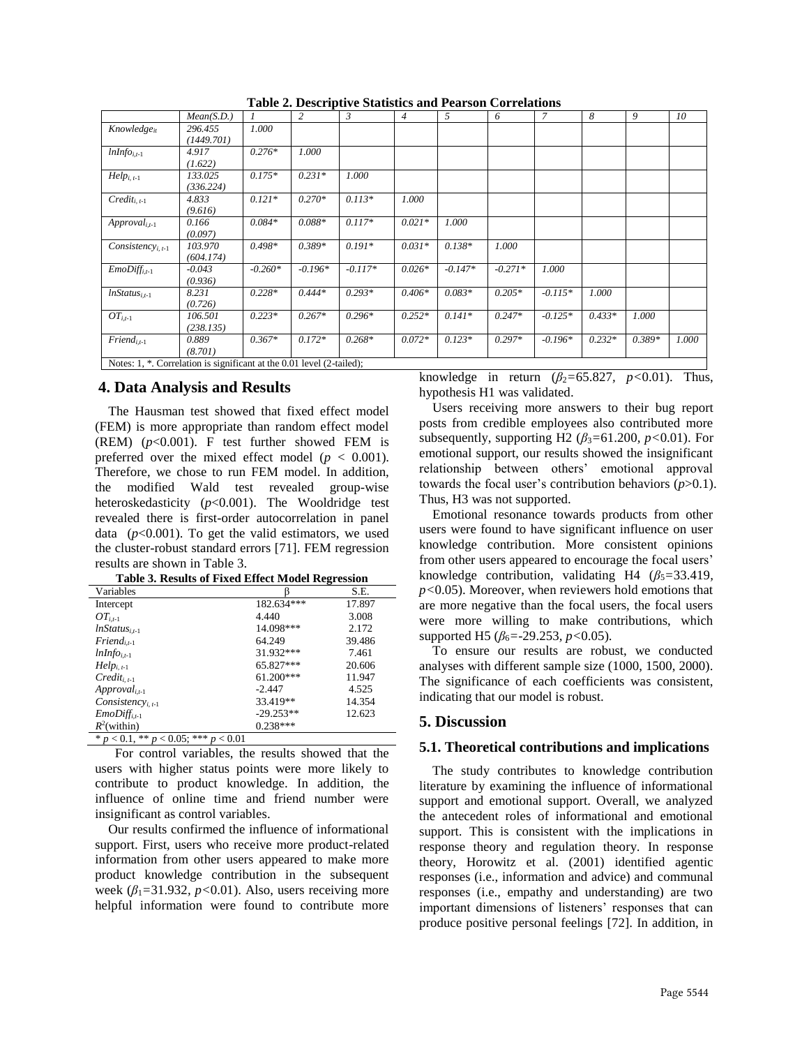**Table 2. Descriptive Statistics and Pearson Correlations**

| | Mean(S.D.) | 1 | 2 | 3 | 4 | 5 | 6 | 7 | 8 | 9 | 10 |
|---|---|---|---|---|---|---|---|---|---|---|---|
| $Knowledge_{it}$ | 296.455 (1449.701) | 1.000 | | | | | | | | | |
| $lnInfo_{i,t-1}$ | 4.917 (1.622) | 0.276* | 1.000 | | | | | | | | |
| $Help_{i,t-1}$ | 133.025 (336.224) | 0.175* | 0.231* | 1.000 | | | | | | | |
| $Credit_{i,t-1}$ | 4.833 (9.616) | 0.121* | 0.270* | 0.113* | 1.000 | | | | | | |
| $Approval_{i,t-1}$ | 0.166 (0.097) | 0.084* | 0.088* | 0.117* | 0.021* | 1.000 | | | | | |
| $Consistency_{i,t-1}$ | 103.970 (604.174) | 0.498* | 0.389* | 0.191* | 0.031* | 0.138* | 1.000 | | | | |
| $EmoDiff_{i,t-1}$ | -0.043 (0.936) | -0.260* | -0.196* | -0.117* | 0.026* | -0.147* | -0.271* | 1.000 | | | |
| $lnStatus_{i,t-1}$ | 8.231 (0.726) | 0.228* | 0.444* | 0.293* | 0.406* | 0.083* | 0.205* | -0.115* | 1.000 | | |
| $OT_{i,t-1}$ | 106.501 (238.135) | 0.223* | 0.267* | 0.296* | 0.252* | 0.141* | 0.247* | -0.125* | 0.433* | 1.000 | |
| $Friend_{i,t-1}$ | 0.889 (8.701) | 0.367* | 0.172* | 0.268* | 0.072* | 0.123* | 0.297* | -0.196* | 0.232* | 0.389* | 1.000 |

Notes: 1, *. Correlation is significant at the 0.01 level (2-tailed);

## 4. Data Analysis and Results

The Hausman test showed that fixed effect model (FEM) is more appropriate than random effect model (REM) ($p$<0.001). F test further showed FEM is preferred over the mixed effect model ($p$ < 0.001). Therefore, we chose to run FEM model. In addition, the modified Wald test revealed group-wise heteroskedasticity ($p$<0.001). The Wooldridge test revealed there is first-order autocorrelation in panel data ($p$<0.001). To get the valid estimators, we used the cluster-robust standard errors [71]. FEM regression results are shown in Table 3.

**Table 3. Results of Fixed Effect Model Regression**

| Variables | β | S.E. |
|---|---|---|
| Intercept | 182.634*** | 17.897 |
| $OT_{i,t-1}$ | 4.440 | 3.008 |
| $lnStatus_{i,t-1}$ | 14.098*** | 2.172 |
| $Friend_{i,t-1}$ | 64.249 | 39.486 |
| $lnInfo_{i,t-1}$ | 31.932*** | 7.461 |
| $Help_{i,t-1}$ | 65.827*** | 20.606 |
| $Credit_{i,t-1}$ | 61.200*** | 11.947 |
| $Approval_{i,t-1}$ | -2.447 | 4.525 |
| $Consistency_{i,t-1}$ | 33.419** | 14.354 |
| $EmoDiff_{i,t-1}$ | -29.253** | 12.623 |
| $R^2$(within) | 0.238*** | |

* $p$ < 0.1, ** $p$ < 0.05; *** $p$ < 0.01

For control variables, the results showed that the users with higher status points were more likely to contribute to product knowledge. In addition, the influence of online time and friend number were insignificant as control variables.

Our results confirmed the influence of informational support. First, users who receive more product-related information from other users appeared to make more product knowledge contribution in the subsequent week ($\beta_1$=31.932, $p$<0.01). Also, users receiving more helpful information were found to contribute more knowledge in return ($\beta_2$=65.827, $p$<0.01). Thus, hypothesis H1 was validated.

Users receiving more answers to their bug report posts from credible employees also contributed more subsequently, supporting H2 ($\beta_3$=61.200, $p$<0.01). For emotional support, our results showed the insignificant relationship between others' emotional approval towards the focal user's contribution behaviors ($p$>0.1). Thus, H3 was not supported.

Emotional resonance towards products from other users were found to have significant influence on user knowledge contribution. More consistent opinions from other users appeared to encourage the focal users' knowledge contribution, validating H4 ($\beta_5$=33.419, $p$<0.05). Moreover, when reviewers hold emotions that are more negative than the focal users, the focal users were more willing to make contributions, which supported H5 ($\beta_6$=-29.253, $p$<0.05).

To ensure our results are robust, we conducted analyses with different sample size (1000, 1500, 2000). The significance of each coefficients was consistent, indicating that our model is robust.

## 5. Discussion

### 5.1. Theoretical contributions and implications

The study contributes to knowledge contribution literature by examining the influence of informational support and emotional support. Overall, we analyzed the antecedent roles of informational and emotional support. This is consistent with the implications in response theory and regulation theory. In response theory, Horowitz et al. (2001) identified agentic responses (i.e., information and advice) and communal responses (i.e., empathy and understanding) are two important dimensions of listeners' responses that can produce positive personal feelings [72]. In addition, in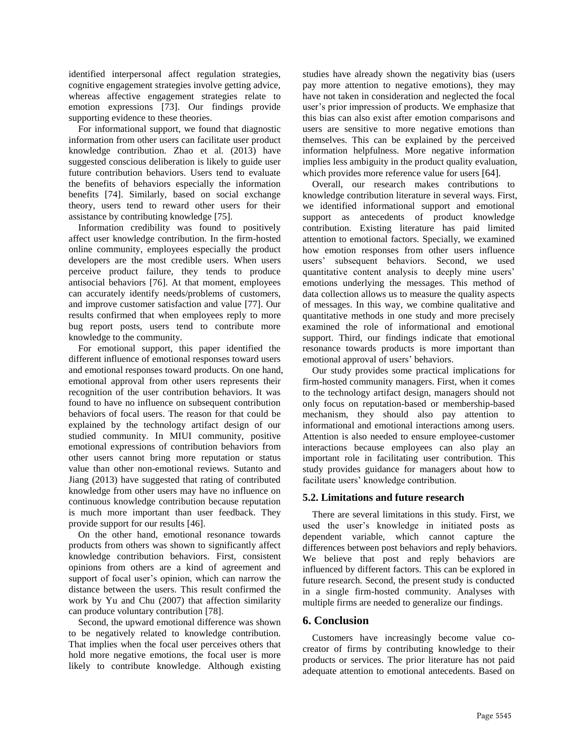identified interpersonal affect regulation strategies, cognitive engagement strategies involve getting advice, whereas affective engagement strategies relate to emotion expressions [73]. Our findings provide supporting evidence to these theories.

For informational support, we found that diagnostic information from other users can facilitate user product knowledge contribution. Zhao et al. (2013) have suggested conscious deliberation is likely to guide user future contribution behaviors. Users tend to evaluate the benefits of behaviors especially the information benefits [74]. Similarly, based on social exchange theory, users tend to reward other users for their assistance by contributing knowledge [75].

Information credibility was found to positively affect user knowledge contribution. In the firm-hosted online community, employees especially the product developers are the most credible users. When users perceive product failure, they tends to produce antisocial behaviors [76]. At that moment, employees can accurately identify needs/problems of customers, and improve customer satisfaction and value [77]. Our results confirmed that when employees reply to more bug report posts, users tend to contribute more knowledge to the community.

For emotional support, this paper identified the different influence of emotional responses toward users and emotional responses toward products. On one hand, emotional approval from other users represents their recognition of the user contribution behaviors. It was found to have no influence on subsequent contribution behaviors of focal users. The reason for that could be explained by the technology artifact design of our studied community. In MIUI community, positive emotional expressions of contribution behaviors from other users cannot bring more reputation or status value than other non-emotional reviews. Sutanto and Jiang (2013) have suggested that rating of contributed knowledge from other users may have no influence on continuous knowledge contribution because reputation is much more important than user feedback. They provide support for our results [46].

On the other hand, emotional resonance towards products from others was shown to significantly affect knowledge contribution behaviors. First, consistent opinions from others are a kind of agreement and support of focal user's opinion, which can narrow the distance between the users. This result confirmed the work by Yu and Chu (2007) that affection similarity can produce voluntary contribution [78].

Second, the upward emotional difference was shown to be negatively related to knowledge contribution. That implies when the focal user perceives others that hold more negative emotions, the focal user is more likely to contribute knowledge. Although existing studies have already shown the negativity bias (users pay more attention to negative emotions), they may have not taken in consideration and neglected the focal user's prior impression of products. We emphasize that this bias can also exist after emotion comparisons and users are sensitive to more negative emotions than themselves. This can be explained by the perceived information helpfulness. More negative information implies less ambiguity in the product quality evaluation, which provides more reference value for users [64].

Overall, our research makes contributions to knowledge contribution literature in several ways. First, we identified informational support and emotional support as antecedents of product knowledge contribution. Existing literature has paid limited attention to emotional factors. Specially, we examined how emotion responses from other users influence users' subsequent behaviors. Second, we used quantitative content analysis to deeply mine users' emotions underlying the messages. This method of data collection allows us to measure the quality aspects of messages. In this way, we combine qualitative and quantitative methods in one study and more precisely examined the role of informational and emotional support. Third, our findings indicate that emotional resonance towards products is more important than emotional approval of users' behaviors.

Our study provides some practical implications for firm-hosted community managers. First, when it comes to the technology artifact design, managers should not only focus on reputation-based or membership-based mechanism, they should also pay attention to informational and emotional interactions among users. Attention is also needed to ensure employee-customer interactions because employees can also play an important role in facilitating user contribution. This study provides guidance for managers about how to facilitate users' knowledge contribution.

### 5.2. Limitations and future research

There are several limitations in this study. First, we used the user's knowledge in initiated posts as dependent variable, which cannot capture the differences between post behaviors and reply behaviors. We believe that post and reply behaviors are influenced by different factors. This can be explored in future research. Second, the present study is conducted in a single firm-hosted community. Analyses with multiple firms are needed to generalize our findings.

## 6. Conclusion

Customers have increasingly become value co-creator of firms by contributing knowledge to their products or services. The prior literature has not paid adequate attention to emotional antecedents. Based on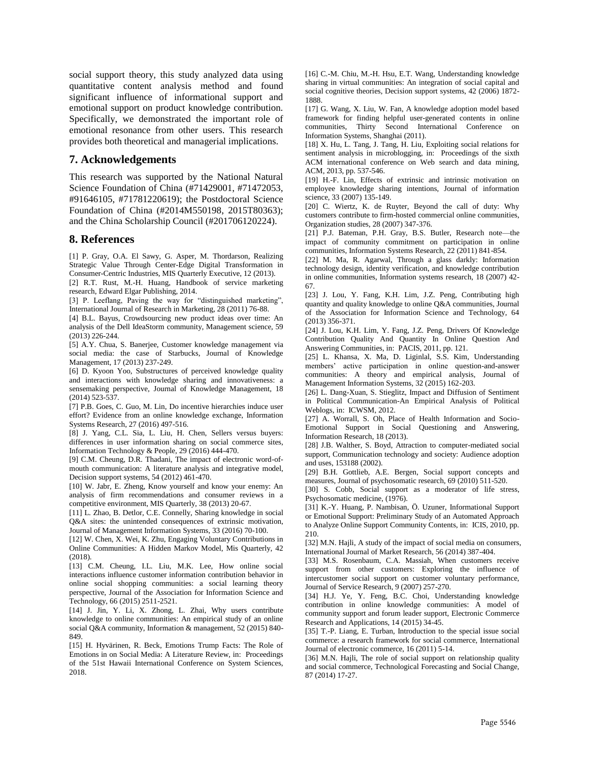social support theory, this study analyzed data using quantitative content analysis method and found significant influence of informational support and emotional support on product knowledge contribution. Specifically, we demonstrated the important role of emotional resonance from other users. This research provides both theoretical and managerial implications.

## 7. Acknowledgements

This research was supported by the National Natural Science Foundation of China (#71429001, #71472053, #91646105, #71781220619); the Postdoctoral Science Foundation of China (#2014M550198, 2015T80363); and the China Scholarship Council (#201706120224).

## 8. References

[1] P. Gray, O.A. El Sawy, G. Asper, M. Thordarson, Realizing Strategic Value Through Center-Edge Digital Transformation in Consumer-Centric Industries, MIS Quarterly Executive, 12 (2013).

[2] R.T. Rust, M.-H. Huang, Handbook of service marketing research, Edward Elgar Publishing, 2014.

[3] P. Leeflang, Paving the way for "distinguished marketing", International Journal of Research in Marketing, 28 (2011) 76-88.

[4] B.L. Bayus, Crowdsourcing new product ideas over time: An analysis of the Dell IdeaStorm community, Management science, 59 (2013) 226-244.

[5] A.Y. Chua, S. Banerjee, Customer knowledge management via social media: the case of Starbucks, Journal of Knowledge Management, 17 (2013) 237-249.

[6] D. Kyoon Yoo, Substructures of perceived knowledge quality and interactions with knowledge sharing and innovativeness: a sensemaking perspective, Journal of Knowledge Management, 18 (2014) 523-537.

[7] P.B. Goes, C. Guo, M. Lin, Do incentive hierarchies induce user effort? Evidence from an online knowledge exchange, Information Systems Research, 27 (2016) 497-516.

[8] J. Yang, C.L. Sia, L. Liu, H. Chen, Sellers versus buyers: differences in user information sharing on social commerce sites, Information Technology & People, 29 (2016) 444-470.

[9] C.M. Cheung, D.R. Thadani, The impact of electronic word-of-mouth communication: A literature analysis and integrative model, Decision support systems, 54 (2012) 461-470.

[10] W. Jabr, E. Zheng, Know yourself and know your enemy: An analysis of firm recommendations and consumer reviews in a competitive environment, MIS Quarterly, 38 (2013) 20-67.

[11] L. Zhao, B. Detlor, C.E. Connelly, Sharing knowledge in social Q&A sites: the unintended consequences of extrinsic motivation, Journal of Management Information Systems, 33 (2016) 70-100.

[12] W. Chen, X. Wei, K. Zhu, Engaging Voluntary Contributions in Online Communities: A Hidden Markov Model, Mis Quarterly, 42 (2018).

[13] C.M. Cheung, I.L. Liu, M.K. Lee, How online social interactions influence customer information contribution behavior in online social shopping communities: a social learning theory perspective, Journal of the Association for Information Science and Technology, 66 (2015) 2511-2521.

[14] J. Jin, Y. Li, X. Zhong, L. Zhai, Why users contribute knowledge to online communities: An empirical study of an online social Q&A community, Information & management, 52 (2015) 840-849.

[15] H. Hyvärinen, R. Beck, Emotions Trump Facts: The Role of Emotions in on Social Media: A Literature Review, in: Proceedings of the 51st Hawaii International Conference on System Sciences, 2018.

[16] C.-M. Chiu, M.-H. Hsu, E.T. Wang, Understanding knowledge sharing in virtual communities: An integration of social capital and social cognitive theories, Decision support systems, 42 (2006) 1872-1888.

[17] G. Wang, X. Liu, W. Fan, A knowledge adoption model based framework for finding helpful user-generated contents in online communities, Thirty Second International Conference on Information Systems, Shanghai (2011).

[18] X. Hu, L. Tang, J. Tang, H. Liu, Exploiting social relations for sentiment analysis in microblogging, in: Proceedings of the sixth ACM international conference on Web search and data mining, ACM, 2013, pp. 537-546.

[19] H.-F. Lin, Effects of extrinsic and intrinsic motivation on employee knowledge sharing intentions, Journal of information science, 33 (2007) 135-149.

[20] C. Wiertz, K. de Ruyter, Beyond the call of duty: Why customers contribute to firm-hosted commercial online communities, Organization studies, 28 (2007) 347-376.

[21] P.J. Bateman, P.H. Gray, B.S. Butler, Research note—the impact of community commitment on participation in online communities, Information Systems Research, 22 (2011) 841-854.

[22] M. Ma, R. Agarwal, Through a glass darkly: Information technology design, identity verification, and knowledge contribution in online communities, Information systems research, 18 (2007) 42-67.

[23] J. Lou, Y. Fang, K.H. Lim, J.Z. Peng, Contributing high quantity and quality knowledge to online Q&A communities, Journal of the Association for Information Science and Technology, 64 (2013) 356-371.

[24] J. Lou, K.H. Lim, Y. Fang, J.Z. Peng, Drivers Of Knowledge Contribution Quality And Quantity In Online Question And Answering Communities, in: PACIS, 2011, pp. 121.

[25] L. Khansa, X. Ma, D. Liginlal, S.S. Kim, Understanding members' active participation in online question-and-answer communities: A theory and empirical analysis, Journal of Management Information Systems, 32 (2015) 162-203.

[26] L. Dang-Xuan, S. Stieglitz, Impact and Diffusion of Sentiment in Political Communication-An Empirical Analysis of Political Weblogs, in: ICWSM, 2012.

[27] A. Worrall, S. Oh, Place of Health Information and Socio-Emotional Support in Social Questioning and Answering, Information Research, 18 (2013).

[28] J.B. Walther, S. Boyd, Attraction to computer-mediated social support, Communication technology and society: Audience adoption and uses, 153188 (2002).

[29] B.H. Gottlieb, A.E. Bergen, Social support concepts and measures, Journal of psychosomatic research, 69 (2010) 511-520.

[30] S. Cobb, Social support as a moderator of life stress, Psychosomatic medicine, (1976).

[31] K.-Y. Huang, P. Nambisan, Ö. Uzuner, Informational Support or Emotional Support: Preliminary Study of an Automated Approach to Analyze Online Support Community Contents, in: ICIS, 2010, pp. 210.

[32] M.N. Hajli, A study of the impact of social media on consumers, International Journal of Market Research, 56 (2014) 387-404.

[33] M.S. Rosenbaum, C.A. Massiah, When customers receive support from other customers: Exploring the influence of intercustomer social support on customer voluntary performance, Journal of Service Research, 9 (2007) 257-270.

[34] H.J. Ye, Y. Feng, B.C. Choi, Understanding knowledge contribution in online knowledge communities: A model of community support and forum leader support, Electronic Commerce Research and Applications, 14 (2015) 34-45.

[35] T.-P. Liang, E. Turban, Introduction to the special issue social commerce: a research framework for social commerce, International Journal of electronic commerce, 16 (2011) 5-14.

[36] M.N. Hajli, The role of social support on relationship quality and social commerce, Technological Forecasting and Social Change, 87 (2014) 17-27.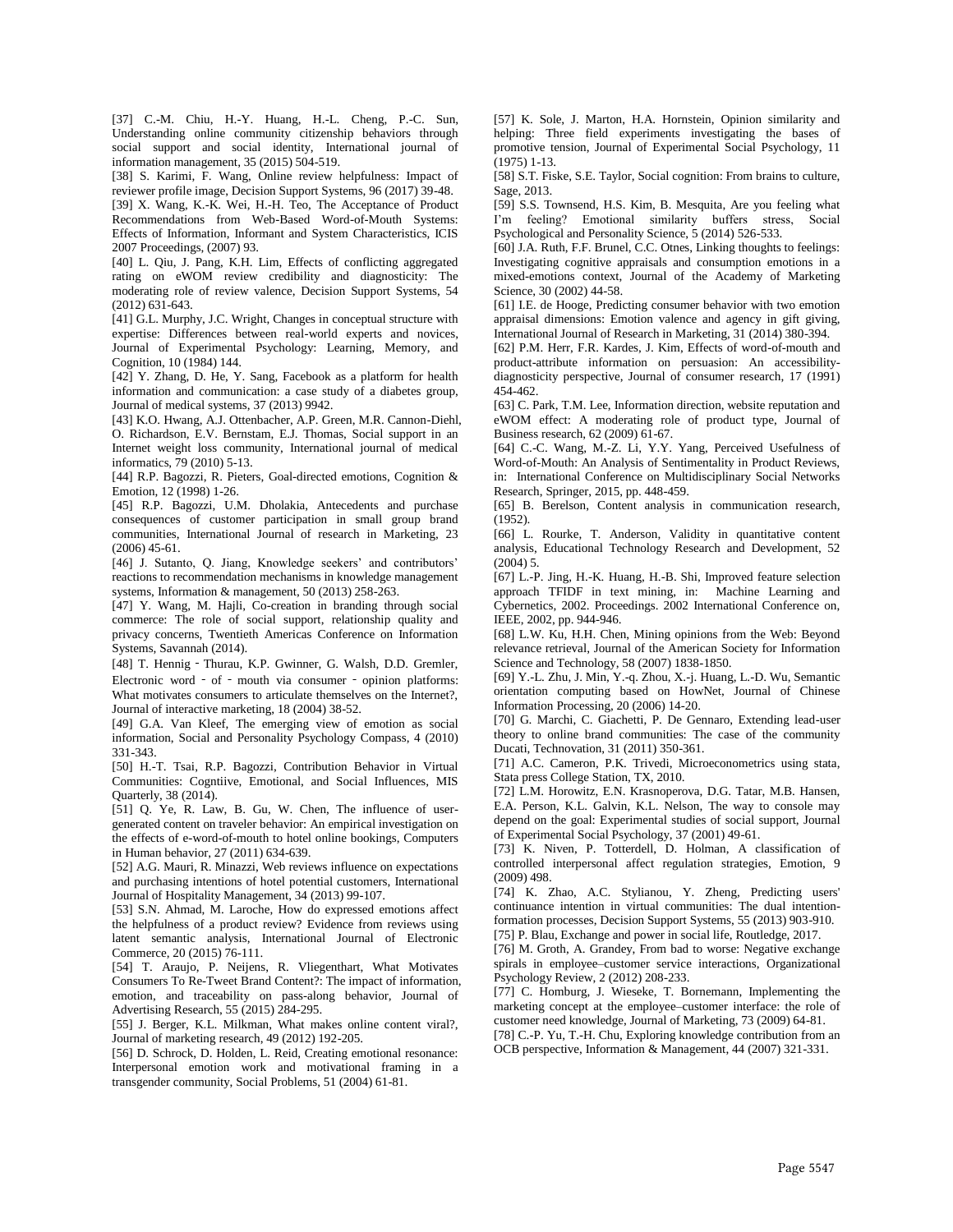[37] C.-M. Chiu, H.-Y. Huang, H.-L. Cheng, P.-C. Sun, Understanding online community citizenship behaviors through social support and social identity, International journal of information management, 35 (2015) 504-519.

[38] S. Karimi, F. Wang, Online review helpfulness: Impact of reviewer profile image, Decision Support Systems, 96 (2017) 39-48.

[39] X. Wang, K.-K. Wei, H.-H. Teo, The Acceptance of Product Recommendations from Web-Based Word-of-Mouth Systems: Effects of Information, Informant and System Characteristics, ICIS 2007 Proceedings, (2007) 93.

[40] L. Qiu, J. Pang, K.H. Lim, Effects of conflicting aggregated rating on eWOM review credibility and diagnosticity: The moderating role of review valence, Decision Support Systems, 54 (2012) 631-643.

[41] G.L. Murphy, J.C. Wright, Changes in conceptual structure with expertise: Differences between real-world experts and novices, Journal of Experimental Psychology: Learning, Memory, and Cognition, 10 (1984) 144.

[42] Y. Zhang, D. He, Y. Sang, Facebook as a platform for health information and communication: a case study of a diabetes group, Journal of medical systems, 37 (2013) 9942.

[43] K.O. Hwang, A.J. Ottenbacher, A.P. Green, M.R. Cannon-Diehl, O. Richardson, E.V. Bernstam, E.J. Thomas, Social support in an Internet weight loss community, International journal of medical informatics, 79 (2010) 5-13.

[44] R.P. Bagozzi, R. Pieters, Goal-directed emotions, Cognition & Emotion, 12 (1998) 1-26.

[45] R.P. Bagozzi, U.M. Dholakia, Antecedents and purchase consequences of customer participation in small group brand communities, International Journal of research in Marketing, 23 (2006) 45-61.

[46] J. Sutanto, Q. Jiang, Knowledge seekers' and contributors' reactions to recommendation mechanisms in knowledge management systems, Information & management, 50 (2013) 258-263.

[47] Y. Wang, M. Hajli, Co-creation in branding through social commerce: The role of social support, relationship quality and privacy concerns, Twentieth Americas Conference on Information Systems, Savannah (2014).

[48] T. Hennig‐Thurau, K.P. Gwinner, G. Walsh, D.D. Gremler, Electronic word‐of‐mouth via consumer‐opinion platforms: What motivates consumers to articulate themselves on the Internet?, Journal of interactive marketing, 18 (2004) 38-52.

[49] G.A. Van Kleef, The emerging view of emotion as social information, Social and Personality Psychology Compass, 4 (2010) 331-343.

[50] H.-T. Tsai, R.P. Bagozzi, Contribution Behavior in Virtual Communities: Cogntiive, Emotional, and Social Influences, MIS Quarterly, 38 (2014).

[51] Q. Ye, R. Law, B. Gu, W. Chen, The influence of user-generated content on traveler behavior: An empirical investigation on the effects of e-word-of-mouth to hotel online bookings, Computers in Human behavior, 27 (2011) 634-639.

[52] A.G. Mauri, R. Minazzi, Web reviews influence on expectations and purchasing intentions of hotel potential customers, International Journal of Hospitality Management, 34 (2013) 99-107.

[53] S.N. Ahmad, M. Laroche, How do expressed emotions affect the helpfulness of a product review? Evidence from reviews using latent semantic analysis, International Journal of Electronic Commerce, 20 (2015) 76-111.

[54] T. Araujo, P. Neijens, R. Vliegenthart, What Motivates Consumers To Re-Tweet Brand Content?: The impact of information, emotion, and traceability on pass-along behavior, Journal of Advertising Research, 55 (2015) 284-295.

[55] J. Berger, K.L. Milkman, What makes online content viral?, Journal of marketing research, 49 (2012) 192-205.

[56] D. Schrock, D. Holden, L. Reid, Creating emotional resonance: Interpersonal emotion work and motivational framing in a transgender community, Social Problems, 51 (2004) 61-81.

[57] K. Sole, J. Marton, H.A. Hornstein, Opinion similarity and helping: Three field experiments investigating the bases of promotive tension, Journal of Experimental Social Psychology, 11 (1975) 1-13.

[58] S.T. Fiske, S.E. Taylor, Social cognition: From brains to culture, Sage, 2013.

[59] S.S. Townsend, H.S. Kim, B. Mesquita, Are you feeling what I'm feeling? Emotional similarity buffers stress, Social Psychological and Personality Science, 5 (2014) 526-533.

[60] J.A. Ruth, F.F. Brunel, C.C. Otnes, Linking thoughts to feelings: Investigating cognitive appraisals and consumption emotions in a mixed-emotions context, Journal of the Academy of Marketing Science, 30 (2002) 44-58.

[61] I.E. de Hooge, Predicting consumer behavior with two emotion appraisal dimensions: Emotion valence and agency in gift giving, International Journal of Research in Marketing, 31 (2014) 380-394.

[62] P.M. Herr, F.R. Kardes, J. Kim, Effects of word-of-mouth and product-attribute information on persuasion: An accessibility-diagnosticity perspective, Journal of consumer research, 17 (1991) 454-462.

[63] C. Park, T.M. Lee, Information direction, website reputation and eWOM effect: A moderating role of product type, Journal of Business research, 62 (2009) 61-67.

[64] C.-C. Wang, M.-Z. Li, Y.Y. Yang, Perceived Usefulness of Word-of-Mouth: An Analysis of Sentimentality in Product Reviews, in: International Conference on Multidisciplinary Social Networks Research, Springer, 2015, pp. 448-459.

[65] B. Berelson, Content analysis in communication research, (1952).

[66] L. Rourke, T. Anderson, Validity in quantitative content analysis, Educational Technology Research and Development, 52 (2004) 5.

[67] L.-P. Jing, H.-K. Huang, H.-B. Shi, Improved feature selection approach TFIDF in text mining, in: Machine Learning and Cybernetics, 2002. Proceedings. 2002 International Conference on, IEEE, 2002, pp. 944-946.

[68] L.W. Ku, H.H. Chen, Mining opinions from the Web: Beyond relevance retrieval, Journal of the American Society for Information Science and Technology, 58 (2007) 1838-1850.

[69] Y.-L. Zhu, J. Min, Y.-q. Zhou, X.-j. Huang, L.-D. Wu, Semantic orientation computing based on HowNet, Journal of Chinese Information Processing, 20 (2006) 14-20.

[70] G. Marchi, C. Giachetti, P. De Gennaro, Extending lead-user theory to online brand communities: The case of the community Ducati, Technovation, 31 (2011) 350-361.

[71] A.C. Cameron, P.K. Trivedi, Microeconometrics using stata, Stata press College Station, TX, 2010.

[72] L.M. Horowitz, E.N. Krasnoperova, D.G. Tatar, M.B. Hansen, E.A. Person, K.L. Galvin, K.L. Nelson, The way to console may depend on the goal: Experimental studies of social support, Journal of Experimental Social Psychology, 37 (2001) 49-61.

[73] K. Niven, P. Totterdell, D. Holman, A classification of controlled interpersonal affect regulation strategies, Emotion, 9 (2009) 498.

[74] K. Zhao, A.C. Stylianou, Y. Zheng, Predicting users' continuance intention in virtual communities: The dual intention-formation processes, Decision Support Systems, 55 (2013) 903-910.

[75] P. Blau, Exchange and power in social life, Routledge, 2017.

[76] M. Groth, A. Grandey, From bad to worse: Negative exchange spirals in employee–customer service interactions, Organizational Psychology Review, 2 (2012) 208-233.

[77] C. Homburg, J. Wieseke, T. Bornemann, Implementing the marketing concept at the employee–customer interface: the role of customer need knowledge, Journal of Marketing, 73 (2009) 64-81.

[78] C.-P. Yu, T.-H. Chu, Exploring knowledge contribution from an OCB perspective, Information & Management, 44 (2007) 321-331.